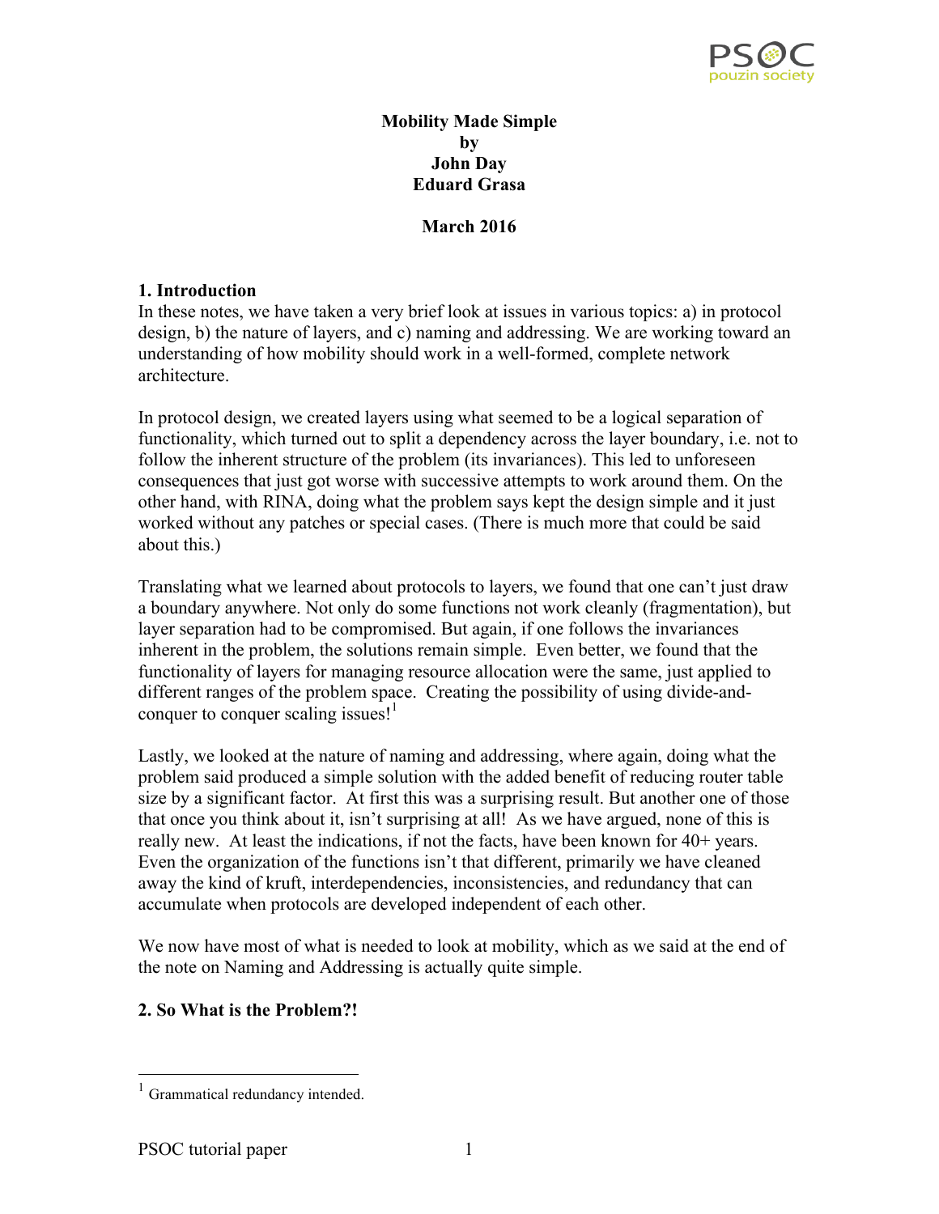# Mobility Made Simple
by
John Day
Eduard Grasa

**March 2016**

## 1. Introduction

In these notes, we have taken a very brief look at issues in various topics: a) in protocol design, b) the nature of layers, and c) naming and addressing. We are working toward an understanding of how mobility should work in a well-formed, complete network architecture.

In protocol design, we created layers using what seemed to be a logical separation of functionality, which turned out to split a dependency across the layer boundary, i.e. not to follow the inherent structure of the problem (its invariances). This led to unforeseen consequences that just got worse with successive attempts to work around them. On the other hand, with RINA, doing what the problem says kept the design simple and it just worked without any patches or special cases. (There is much more that could be said about this.)

Translating what we learned about protocols to layers, we found that one can't just draw a boundary anywhere. Not only do some functions not work cleanly (fragmentation), but layer separation had to be compromised. But again, if one follows the invariances inherent in the problem, the solutions remain simple. Even better, we found that the functionality of layers for managing resource allocation were the same, just applied to different ranges of the problem space. Creating the possibility of using divide-and-conquer to conquer scaling issues![1]

Lastly, we looked at the nature of naming and addressing, where again, doing what the problem said produced a simple solution with the added benefit of reducing router table size by a significant factor. At first this was a surprising result. But another one of those that once you think about it, isn't surprising at all! As we have argued, none of this is really new. At least the indications, if not the facts, have been known for 40+ years. Even the organization of the functions isn't that different, primarily we have cleaned away the kind of kruft, interdependencies, inconsistencies, and redundancy that can accumulate when protocols are developed independent of each other.

We now have most of what is needed to look at mobility, which as we said at the end of the note on Naming and Addressing is actually quite simple.

## 2. So What is the Problem?!

[1] Grammatical redundancy intended.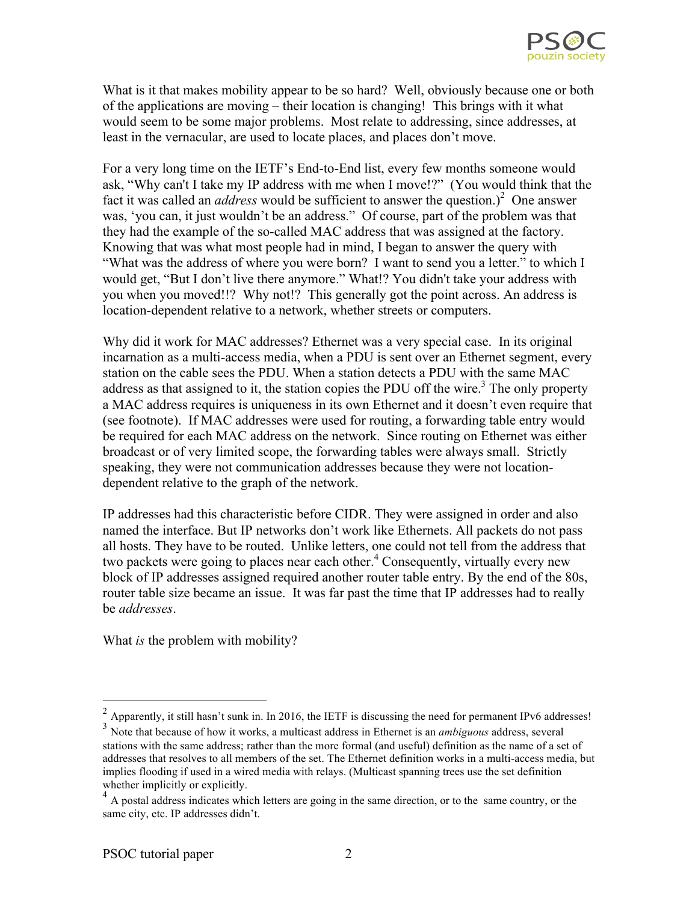What is it that makes mobility appear to be so hard? Well, obviously because one or both of the applications are moving – their location is changing! This brings with it what would seem to be some major problems. Most relate to addressing, since addresses, at least in the vernacular, are used to locate places, and places don't move.

For a very long time on the IETF's End-to-End list, every few months someone would ask, "Why can't I take my IP address with me when I move!?" (You would think that the fact it was called an *address* would be sufficient to answer the question.)[2] One answer was, 'you can, it just wouldn't be an address." Of course, part of the problem was that they had the example of the so-called MAC address that was assigned at the factory. Knowing that was what most people had in mind, I began to answer the query with "What was the address of where you were born? I want to send you a letter." to which I would get, "But I don't live there anymore." What!? You didn't take your address with you when you moved!!? Why not!? This generally got the point across. An address is location-dependent relative to a network, whether streets or computers.

Why did it work for MAC addresses? Ethernet was a very special case. In its original incarnation as a multi-access media, when a PDU is sent over an Ethernet segment, every station on the cable sees the PDU. When a station detects a PDU with the same MAC address as that assigned to it, the station copies the PDU off the wire.[3] The only property a MAC address requires is uniqueness in its own Ethernet and it doesn't even require that (see footnote). If MAC addresses were used for routing, a forwarding table entry would be required for each MAC address on the network. Since routing on Ethernet was either broadcast or of very limited scope, the forwarding tables were always small. Strictly speaking, they were not communication addresses because they were not location-dependent relative to the graph of the network.

IP addresses had this characteristic before CIDR. They were assigned in order and also named the interface. But IP networks don't work like Ethernets. All packets do not pass all hosts. They have to be routed. Unlike letters, one could not tell from the address that two packets were going to places near each other.[4] Consequently, virtually every new block of IP addresses assigned required another router table entry. By the end of the 80s, router table size became an issue. It was far past the time that IP addresses had to really be *addresses*.

What *is* the problem with mobility?

---

[2] Apparently, it still hasn't sunk in. In 2016, the IETF is discussing the need for permanent IPv6 addresses!

[3] Note that because of how it works, a multicast address in Ethernet is an *ambiguous* address, several stations with the same address; rather than the more formal (and useful) definition as the name of a set of addresses that resolves to all members of the set. The Ethernet definition works in a multi-access media, but implies flooding if used in a wired media with relays. (Multicast spanning trees use the set definition whether implicitly or explicitly.

[4] A postal address indicates which letters are going in the same direction, or to the same country, or the same city, etc. IP addresses didn't.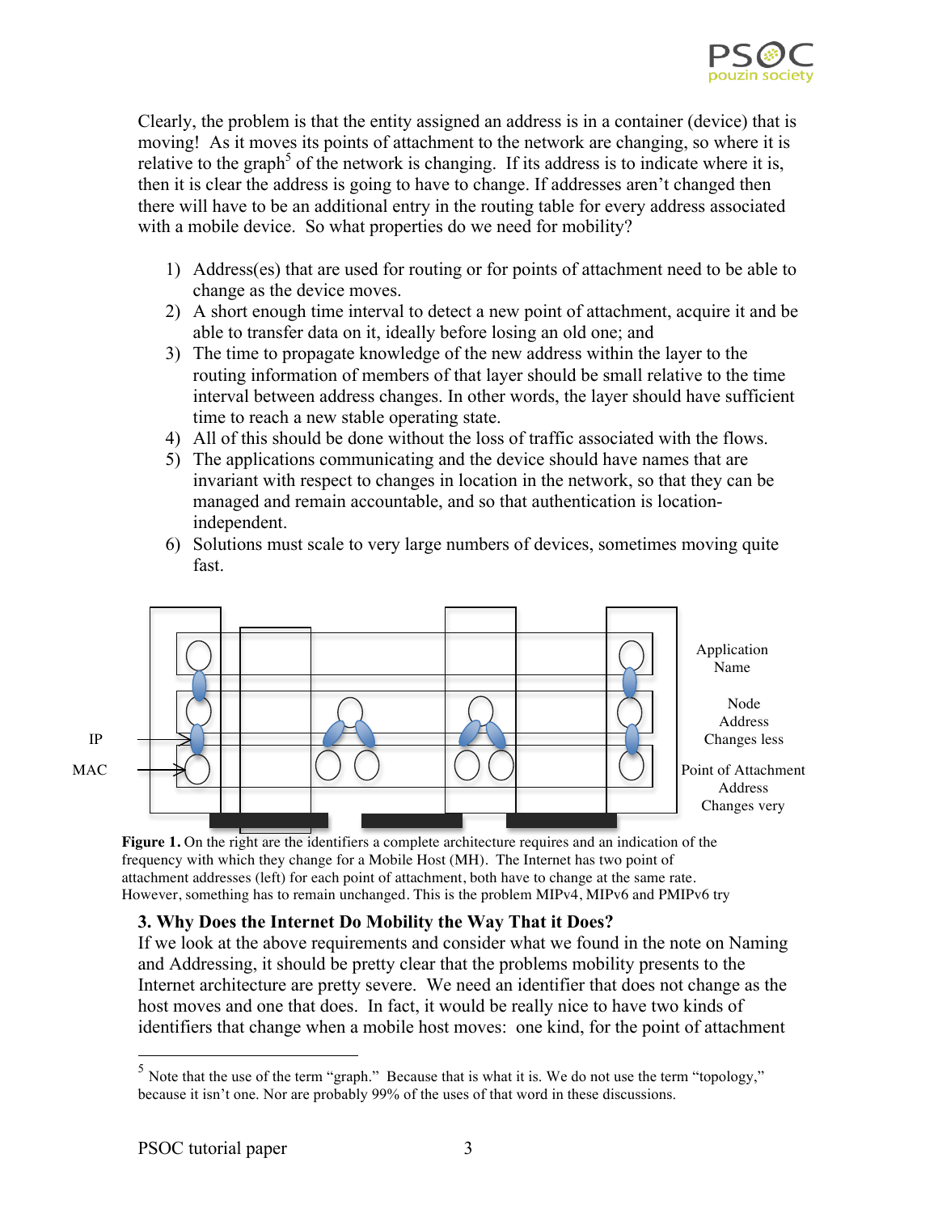Clearly, the problem is that the entity assigned an address is in a container (device) that is moving! As it moves its points of attachment to the network are changing, so where it is relative to the graph[5] of the network is changing. If its address is to indicate where it is, then it is clear the address is going to have to change. If addresses aren't changed then there will have to be an additional entry in the routing table for every address associated with a mobile device. So what properties do we need for mobility?

1) Address(es) that are used for routing or for points of attachment need to be able to change as the device moves.
2) A short enough time interval to detect a new point of attachment, acquire it and be able to transfer data on it, ideally before losing an old one; and
3) The time to propagate knowledge of the new address within the layer to the routing information of members of that layer should be small relative to the time interval between address changes. In other words, the layer should have sufficient time to reach a new stable operating state.
4) All of this should be done without the loss of traffic associated with the flows.
5) The applications communicating and the device should have names that are invariant with respect to changes in location in the network, so that they can be managed and remain accountable, and so that authentication is location-independent.
6) Solutions must scale to very large numbers of devices, sometimes moving quite fast.

IP

MAC

Application Name

Node Address Changes less

Point of Attachment Address Changes very

**Figure 1.** On the right are the identifiers a complete architecture requires and an indication of the frequency with which they change for a Mobile Host (MH). The Internet has two point of attachment addresses (left) for each point of attachment, both have to change at the same rate. However, something has to remain unchanged. This is the problem MIPv4, MIPv6 and PMIPv6 try

### 3. Why Does the Internet Do Mobility the Way That it Does?

If we look at the above requirements and consider what we found in the note on Naming and Addressing, it should be pretty clear that the problems mobility presents to the Internet architecture are pretty severe. We need an identifier that does not change as the host moves and one that does. In fact, it would be really nice to have two kinds of identifiers that change when a mobile host moves: one kind, for the point of attachment

---

[5] Note that the use of the term "graph." Because that is what it is. We do not use the term "topology," because it isn't one. Nor are probably 99% of the uses of that word in these discussions.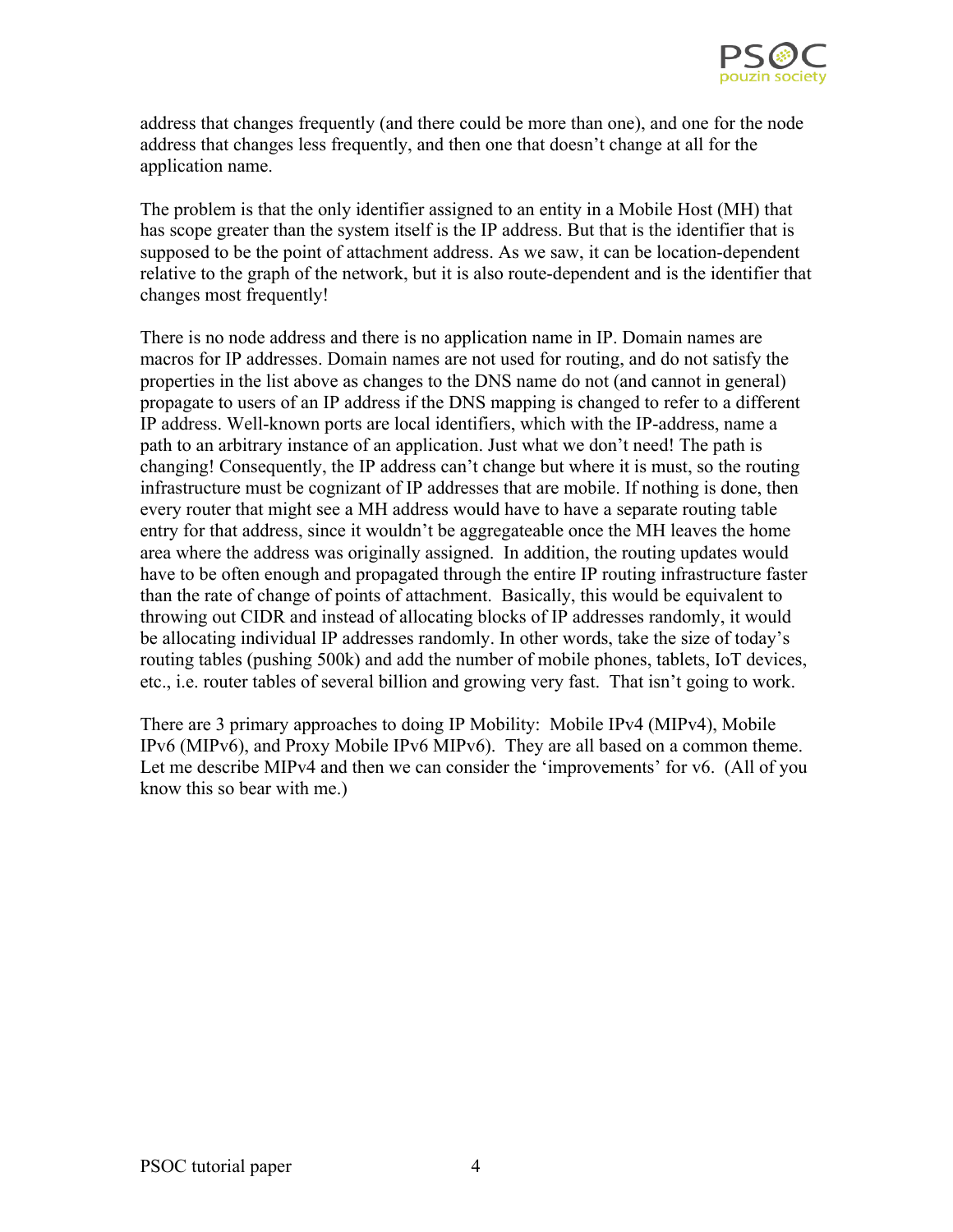address that changes frequently (and there could be more than one), and one for the node address that changes less frequently, and then one that doesn't change at all for the application name.

The problem is that the only identifier assigned to an entity in a Mobile Host (MH) that has scope greater than the system itself is the IP address. But that is the identifier that is supposed to be the point of attachment address. As we saw, it can be location-dependent relative to the graph of the network, but it is also route-dependent and is the identifier that changes most frequently!

There is no node address and there is no application name in IP. Domain names are macros for IP addresses. Domain names are not used for routing, and do not satisfy the properties in the list above as changes to the DNS name do not (and cannot in general) propagate to users of an IP address if the DNS mapping is changed to refer to a different IP address. Well-known ports are local identifiers, which with the IP-address, name a path to an arbitrary instance of an application. Just what we don't need! The path is changing! Consequently, the IP address can't change but where it is must, so the routing infrastructure must be cognizant of IP addresses that are mobile. If nothing is done, then every router that might see a MH address would have to have a separate routing table entry for that address, since it wouldn't be aggregateable once the MH leaves the home area where the address was originally assigned. In addition, the routing updates would have to be often enough and propagated through the entire IP routing infrastructure faster than the rate of change of points of attachment. Basically, this would be equivalent to throwing out CIDR and instead of allocating blocks of IP addresses randomly, it would be allocating individual IP addresses randomly. In other words, take the size of today's routing tables (pushing 500k) and add the number of mobile phones, tablets, IoT devices, etc., i.e. router tables of several billion and growing very fast. That isn't going to work.

There are 3 primary approaches to doing IP Mobility: Mobile IPv4 (MIPv4), Mobile IPv6 (MIPv6), and Proxy Mobile IPv6 MIPv6). They are all based on a common theme. Let me describe MIPv4 and then we can consider the 'improvements' for v6. (All of you know this so bear with me.)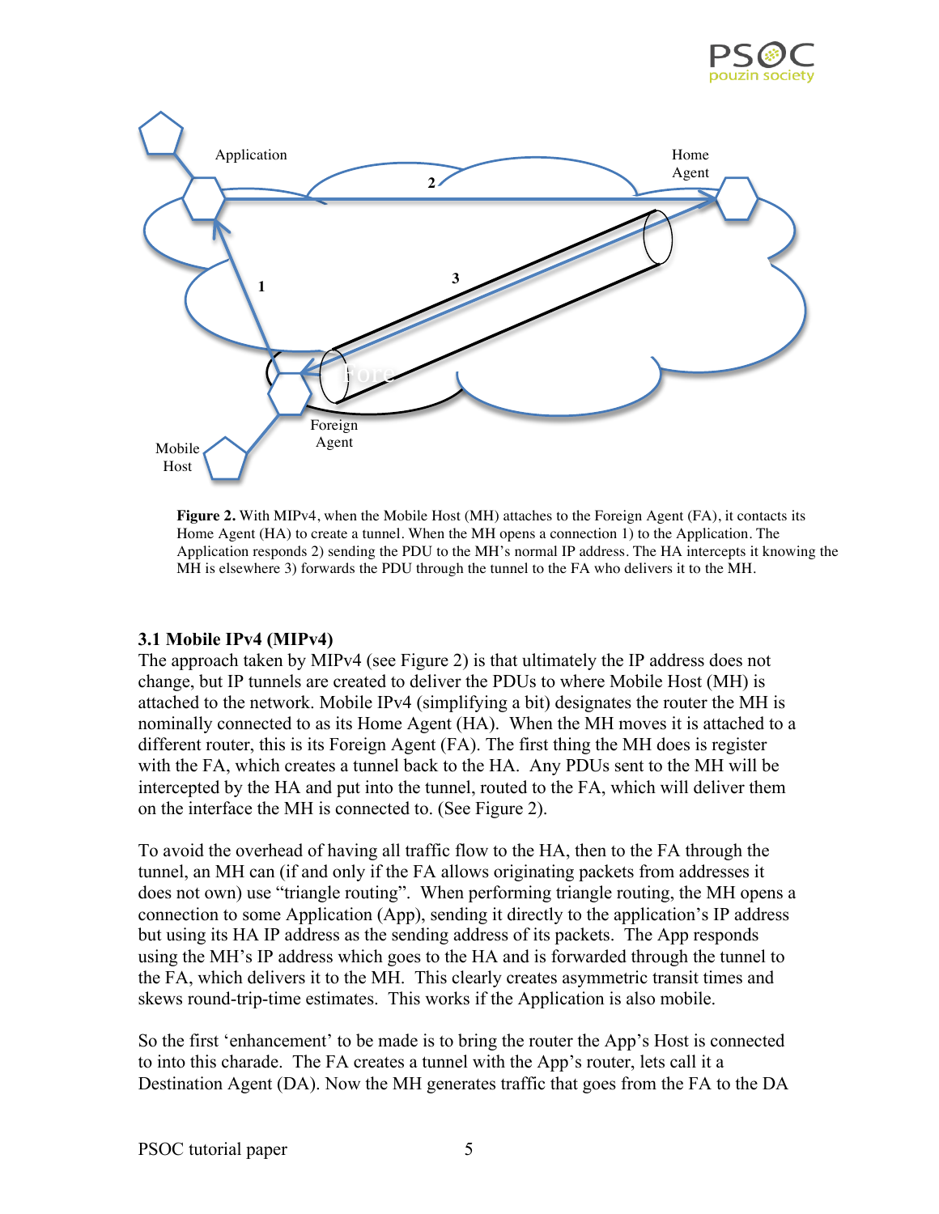**Figure 2.** With MIPv4, when the Mobile Host (MH) attaches to the Foreign Agent (FA), it contacts its Home Agent (HA) to create a tunnel. When the MH opens a connection 1) to the Application. The Application responds 2) sending the PDU to the MH's normal IP address. The HA intercepts it knowing the MH is elsewhere 3) forwards the PDU through the tunnel to the FA who delivers it to the MH.

### 3.1 Mobile IPv4 (MIPv4)

The approach taken by MIPv4 (see Figure 2) is that ultimately the IP address does not change, but IP tunnels are created to deliver the PDUs to where Mobile Host (MH) is attached to the network. Mobile IPv4 (simplifying a bit) designates the router the MH is nominally connected to as its Home Agent (HA). When the MH moves it is attached to a different router, this is its Foreign Agent (FA). The first thing the MH does is register with the FA, which creates a tunnel back to the HA. Any PDUs sent to the MH will be intercepted by the HA and put into the tunnel, routed to the FA, which will deliver them on the interface the MH is connected to. (See Figure 2).

To avoid the overhead of having all traffic flow to the HA, then to the FA through the tunnel, an MH can (if and only if the FA allows originating packets from addresses it does not own) use "triangle routing". When performing triangle routing, the MH opens a connection to some Application (App), sending it directly to the application's IP address but using its HA IP address as the sending address of its packets. The App responds using the MH's IP address which goes to the HA and is forwarded through the tunnel to the FA, which delivers it to the MH. This clearly creates asymmetric transit times and skews round-trip-time estimates. This works if the Application is also mobile.

So the first 'enhancement' to be made is to bring the router the App's Host is connected to into this charade. The FA creates a tunnel with the App's router, lets call it a Destination Agent (DA). Now the MH generates traffic that goes from the FA to the DA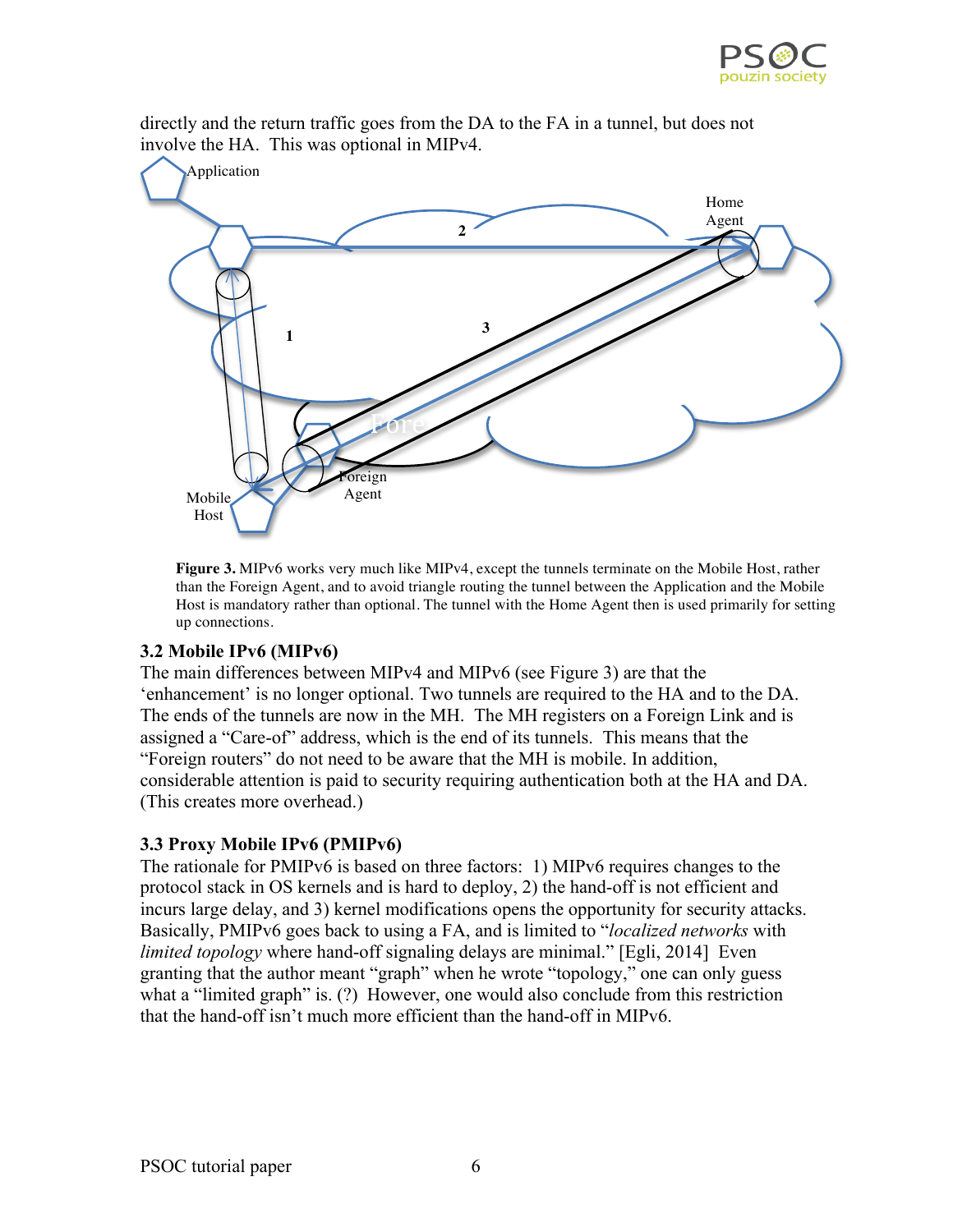directly and the return traffic goes from the DA to the FA in a tunnel, but does not involve the HA. This was optional in MIPv4.

**Figure 3.** MIPv6 works very much like MIPv4, except the tunnels terminate on the Mobile Host, rather than the Foreign Agent, and to avoid triangle routing the tunnel between the Application and the Mobile Host is mandatory rather than optional. The tunnel with the Home Agent then is used primarily for setting up connections.

### 3.2 Mobile IPv6 (MIPv6)

The main differences between MIPv4 and MIPv6 (see Figure 3) are that the 'enhancement' is no longer optional. Two tunnels are required to the HA and to the DA. The ends of the tunnels are now in the MH. The MH registers on a Foreign Link and is assigned a "Care-of" address, which is the end of its tunnels. This means that the "Foreign routers" do not need to be aware that the MH is mobile. In addition, considerable attention is paid to security requiring authentication both at the HA and DA. (This creates more overhead.)

### 3.3 Proxy Mobile IPv6 (PMIPv6)

The rationale for PMIPv6 is based on three factors: 1) MIPv6 requires changes to the protocol stack in OS kernels and is hard to deploy, 2) the hand-off is not efficient and incurs large delay, and 3) kernel modifications opens the opportunity for security attacks. Basically, PMIPv6 goes back to using a FA, and is limited to "*localized networks* with *limited topology* where hand-off signaling delays are minimal." [Egli, 2014] Even granting that the author meant "graph" when he wrote "topology," one can only guess what a "limited graph" is. (?) However, one would also conclude from this restriction that the hand-off isn't much more efficient than the hand-off in MIPv6.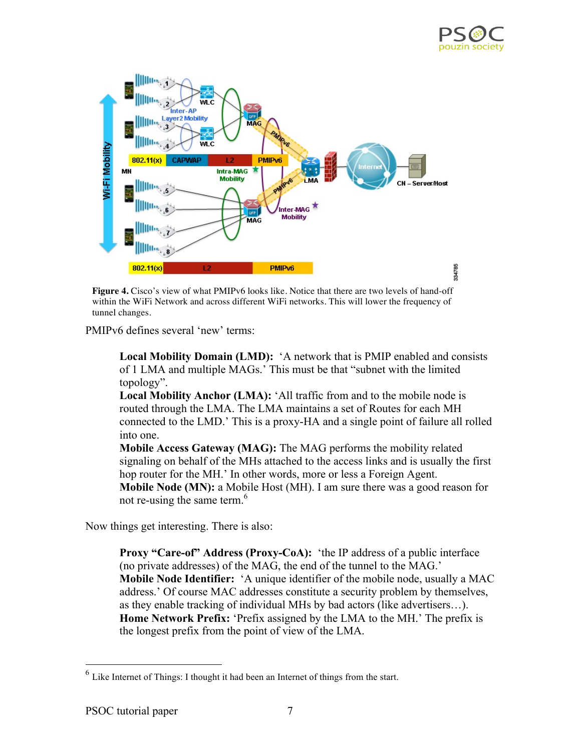**Figure 4.** Cisco's view of what PMIPv6 looks like. Notice that there are two levels of hand-off within the WiFi Network and across different WiFi networks. This will lower the frequency of tunnel changes.

PMIPv6 defines several 'new' terms:

> **Local Mobility Domain (LMD):** 'A network that is PMIP enabled and consists of 1 LMA and multiple MAGs.' This must be that "subnet with the limited topology".
>
> **Local Mobility Anchor (LMA):** 'All traffic from and to the mobile node is routed through the LMA. The LMA maintains a set of Routes for each MH connected to the LMD.' This is a proxy-HA and a single point of failure all rolled into one.
>
> **Mobile Access Gateway (MAG):** The MAG performs the mobility related signaling on behalf of the MHs attached to the access links and is usually the first hop router for the MH.' In other words, more or less a Foreign Agent.
>
> **Mobile Node (MN):** a Mobile Host (MH). I am sure there was a good reason for not re-using the same term.[6]

Now things get interesting. There is also:

> **Proxy "Care-of" Address (Proxy-CoA):** 'the IP address of a public interface (no private addresses) of the MAG, the end of the tunnel to the MAG.'
>
> **Mobile Node Identifier:** 'A unique identifier of the mobile node, usually a MAC address.' Of course MAC addresses constitute a security problem by themselves, as they enable tracking of individual MHs by bad actors (like advertisers…).
>
> **Home Network Prefix:** 'Prefix assigned by the LMA to the MH.' The prefix is the longest prefix from the point of view of the LMA.

---

[6] Like Internet of Things: I thought it had been an Internet of things from the start.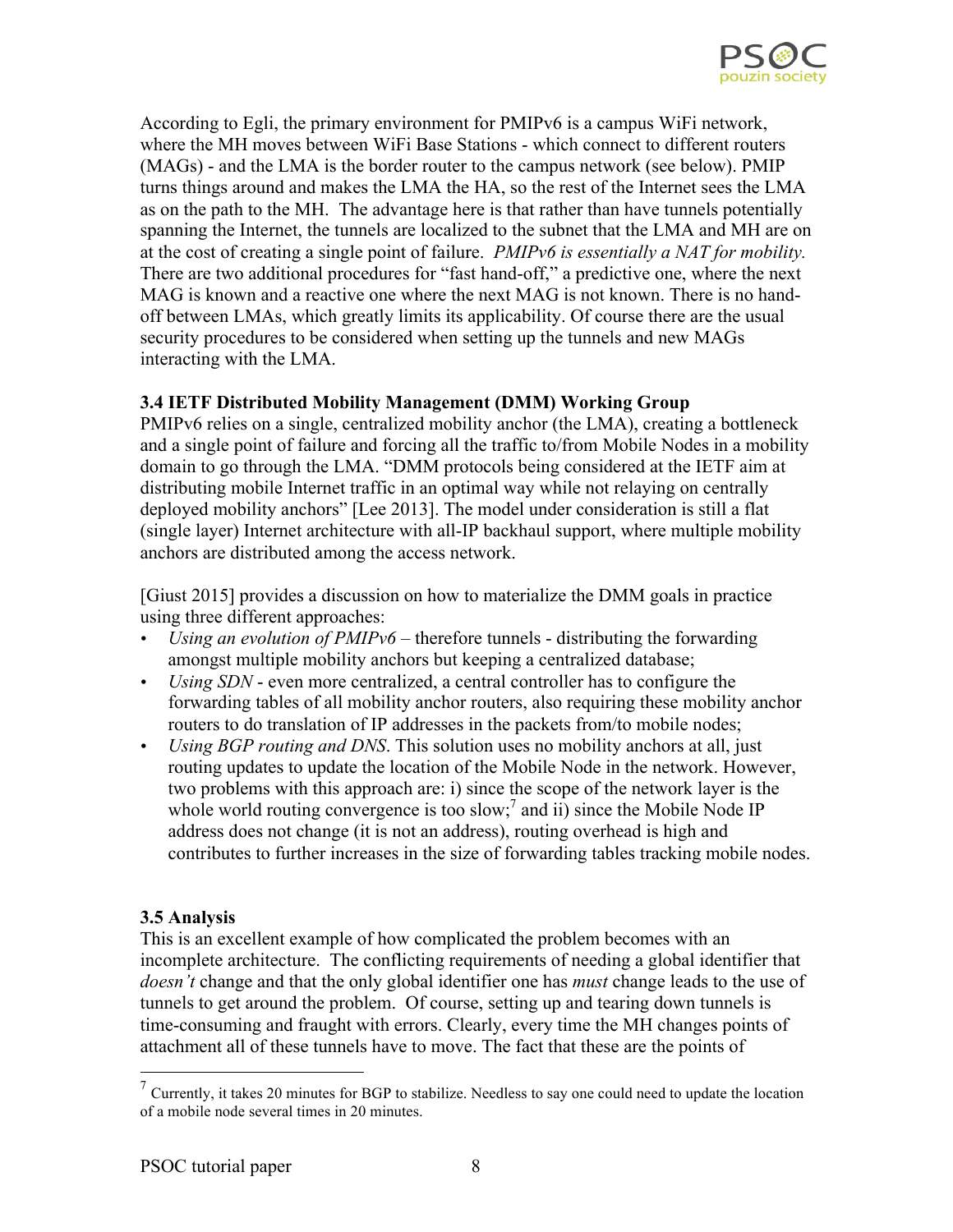According to Egli, the primary environment for PMIPv6 is a campus WiFi network, where the MH moves between WiFi Base Stations - which connect to different routers (MAGs) - and the LMA is the border router to the campus network (see below). PMIP turns things around and makes the LMA the HA, so the rest of the Internet sees the LMA as on the path to the MH. The advantage here is that rather than have tunnels potentially spanning the Internet, the tunnels are localized to the subnet that the LMA and MH are on at the cost of creating a single point of failure. *PMIPv6 is essentially a NAT for mobility.* There are two additional procedures for "fast hand-off," a predictive one, where the next MAG is known and a reactive one where the next MAG is not known. There is no hand-off between LMAs, which greatly limits its applicability. Of course there are the usual security procedures to be considered when setting up the tunnels and new MAGs interacting with the LMA.

### 3.4 IETF Distributed Mobility Management (DMM) Working Group

PMIPv6 relies on a single, centralized mobility anchor (the LMA), creating a bottleneck and a single point of failure and forcing all the traffic to/from Mobile Nodes in a mobility domain to go through the LMA. "DMM protocols being considered at the IETF aim at distributing mobile Internet traffic in an optimal way while not relaying on centrally deployed mobility anchors" [Lee 2013]. The model under consideration is still a flat (single layer) Internet architecture with all-IP backhaul support, where multiple mobility anchors are distributed among the access network.

[Giust 2015] provides a discussion on how to materialize the DMM goals in practice using three different approaches:

- *Using an evolution of PMIPv6* – therefore tunnels - distributing the forwarding amongst multiple mobility anchors but keeping a centralized database;
- *Using SDN* - even more centralized, a central controller has to configure the forwarding tables of all mobility anchor routers, also requiring these mobility anchor routers to do translation of IP addresses in the packets from/to mobile nodes;
- *Using BGP routing and DNS*. This solution uses no mobility anchors at all, just routing updates to update the location of the Mobile Node in the network. However, two problems with this approach are: i) since the scope of the network layer is the whole world routing convergence is too slow;[7] and ii) since the Mobile Node IP address does not change (it is not an address), routing overhead is high and contributes to further increases in the size of forwarding tables tracking mobile nodes.

### 3.5 Analysis

This is an excellent example of how complicated the problem becomes with an incomplete architecture. The conflicting requirements of needing a global identifier that *doesn't* change and that the only global identifier one has *must* change leads to the use of tunnels to get around the problem. Of course, setting up and tearing down tunnels is time-consuming and fraught with errors. Clearly, every time the MH changes points of attachment all of these tunnels have to move. The fact that these are the points of

[7] Currently, it takes 20 minutes for BGP to stabilize. Needless to say one could need to update the location of a mobile node several times in 20 minutes.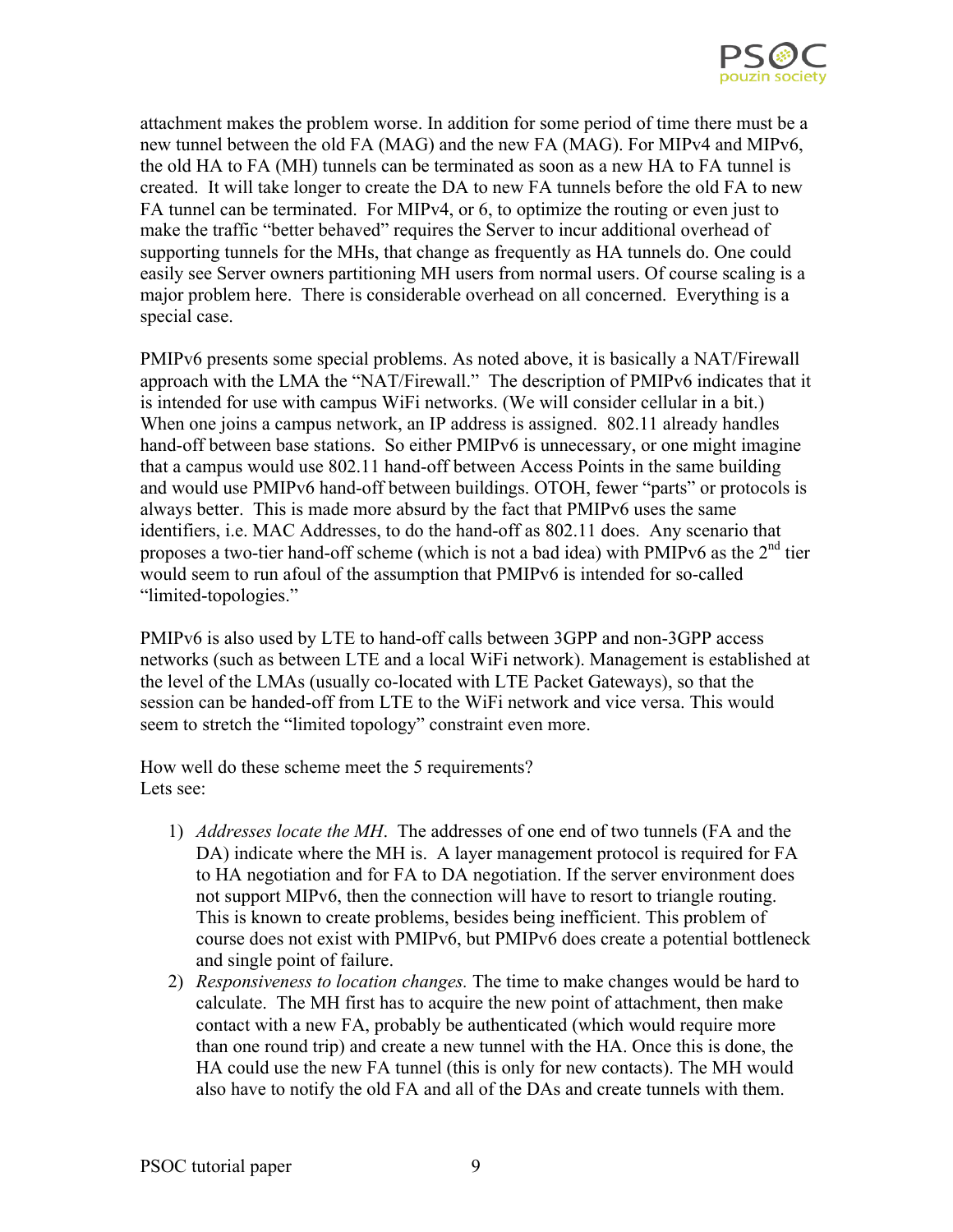attachment makes the problem worse. In addition for some period of time there must be a new tunnel between the old FA (MAG) and the new FA (MAG). For MIPv4 and MIPv6, the old HA to FA (MH) tunnels can be terminated as soon as a new HA to FA tunnel is created. It will take longer to create the DA to new FA tunnels before the old FA to new FA tunnel can be terminated. For MIPv4, or 6, to optimize the routing or even just to make the traffic "better behaved" requires the Server to incur additional overhead of supporting tunnels for the MHs, that change as frequently as HA tunnels do. One could easily see Server owners partitioning MH users from normal users. Of course scaling is a major problem here. There is considerable overhead on all concerned. Everything is a special case.

PMIPv6 presents some special problems. As noted above, it is basically a NAT/Firewall approach with the LMA the "NAT/Firewall." The description of PMIPv6 indicates that it is intended for use with campus WiFi networks. (We will consider cellular in a bit.) When one joins a campus network, an IP address is assigned. 802.11 already handles hand-off between base stations. So either PMIPv6 is unnecessary, or one might imagine that a campus would use 802.11 hand-off between Access Points in the same building and would use PMIPv6 hand-off between buildings. OTOH, fewer "parts" or protocols is always better. This is made more absurd by the fact that PMIPv6 uses the same identifiers, i.e. MAC Addresses, to do the hand-off as 802.11 does. Any scenario that proposes a two-tier hand-off scheme (which is not a bad idea) with PMIPv6 as the 2nd tier would seem to run afoul of the assumption that PMIPv6 is intended for so-called "limited-topologies."

PMIPv6 is also used by LTE to hand-off calls between 3GPP and non-3GPP access networks (such as between LTE and a local WiFi network). Management is established at the level of the LMAs (usually co-located with LTE Packet Gateways), so that the session can be handed-off from LTE to the WiFi network and vice versa. This would seem to stretch the "limited topology" constraint even more.

How well do these scheme meet the 5 requirements?
Lets see:

1) *Addresses locate the MH*. The addresses of one end of two tunnels (FA and the DA) indicate where the MH is. A layer management protocol is required for FA to HA negotiation and for FA to DA negotiation. If the server environment does not support MIPv6, then the connection will have to resort to triangle routing. This is known to create problems, besides being inefficient. This problem of course does not exist with PMIPv6, but PMIPv6 does create a potential bottleneck and single point of failure.
2) *Responsiveness to location changes.* The time to make changes would be hard to calculate. The MH first has to acquire the new point of attachment, then make contact with a new FA, probably be authenticated (which would require more than one round trip) and create a new tunnel with the HA. Once this is done, the HA could use the new FA tunnel (this is only for new contacts). The MH would also have to notify the old FA and all of the DAs and create tunnels with them.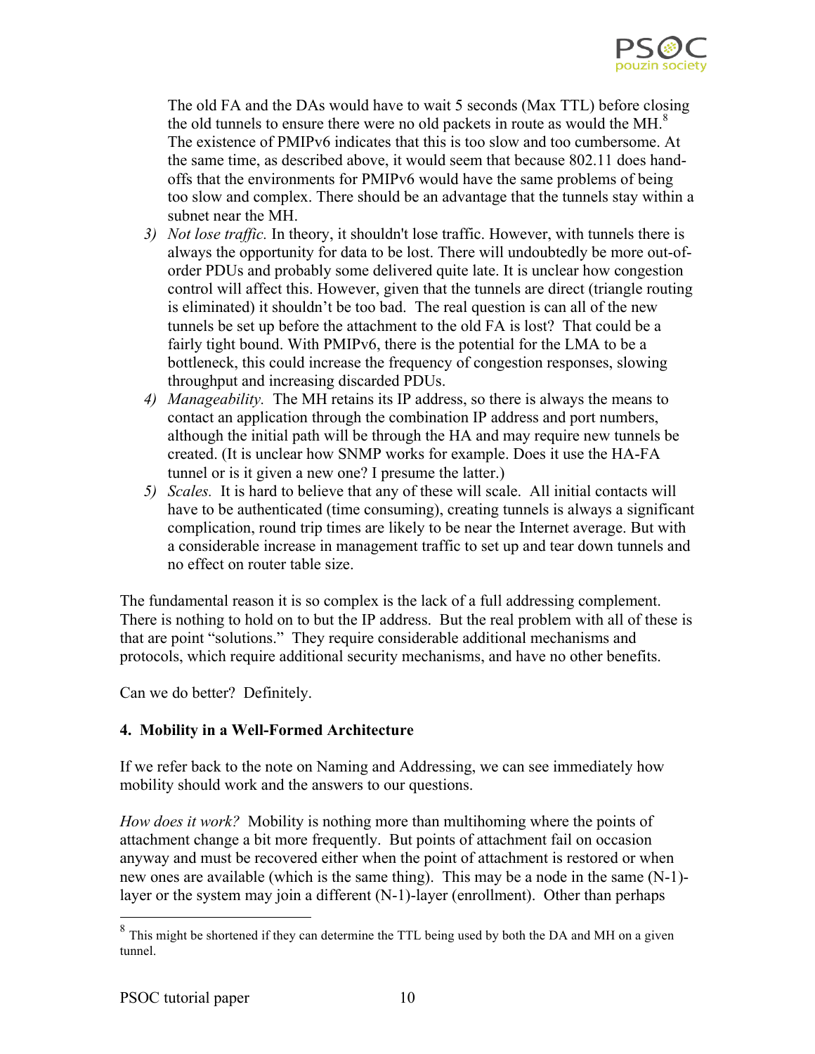The old FA and the DAs would have to wait 5 seconds (Max TTL) before closing the old tunnels to ensure there were no old packets in route as would the MH.[8] The existence of PMIPv6 indicates that this is too slow and too cumbersome. At the same time, as described above, it would seem that because 802.11 does hand-offs that the environments for PMIPv6 would have the same problems of being too slow and complex. There should be an advantage that the tunnels stay within a subnet near the MH.

3) *Not lose traffic.* In theory, it shouldn't lose traffic. However, with tunnels there is always the opportunity for data to be lost. There will undoubtedly be more out-of-order PDUs and probably some delivered quite late. It is unclear how congestion control will affect this. However, given that the tunnels are direct (triangle routing is eliminated) it shouldn't be too bad. The real question is can all of the new tunnels be set up before the attachment to the old FA is lost? That could be a fairly tight bound. With PMIPv6, there is the potential for the LMA to be a bottleneck, this could increase the frequency of congestion responses, slowing throughput and increasing discarded PDUs.
4) *Manageability.* The MH retains its IP address, so there is always the means to contact an application through the combination IP address and port numbers, although the initial path will be through the HA and may require new tunnels be created. (It is unclear how SNMP works for example. Does it use the HA-FA tunnel or is it given a new one? I presume the latter.)
5) *Scales.* It is hard to believe that any of these will scale. All initial contacts will have to be authenticated (time consuming), creating tunnels is always a significant complication, round trip times are likely to be near the Internet average. But with a considerable increase in management traffic to set up and tear down tunnels and no effect on router table size.

The fundamental reason it is so complex is the lack of a full addressing complement. There is nothing to hold on to but the IP address. But the real problem with all of these is that are point "solutions." They require considerable additional mechanisms and protocols, which require additional security mechanisms, and have no other benefits.

Can we do better? Definitely.

## 4. Mobility in a Well-Formed Architecture

If we refer back to the note on Naming and Addressing, we can see immediately how mobility should work and the answers to our questions.

*How does it work?* Mobility is nothing more than multihoming where the points of attachment change a bit more frequently. But points of attachment fail on occasion anyway and must be recovered either when the point of attachment is restored or when new ones are available (which is the same thing). This may be a node in the same (N-1)-layer or the system may join a different (N-1)-layer (enrollment). Other than perhaps

[8] This might be shortened if they can determine the TTL being used by both the DA and MH on a given tunnel.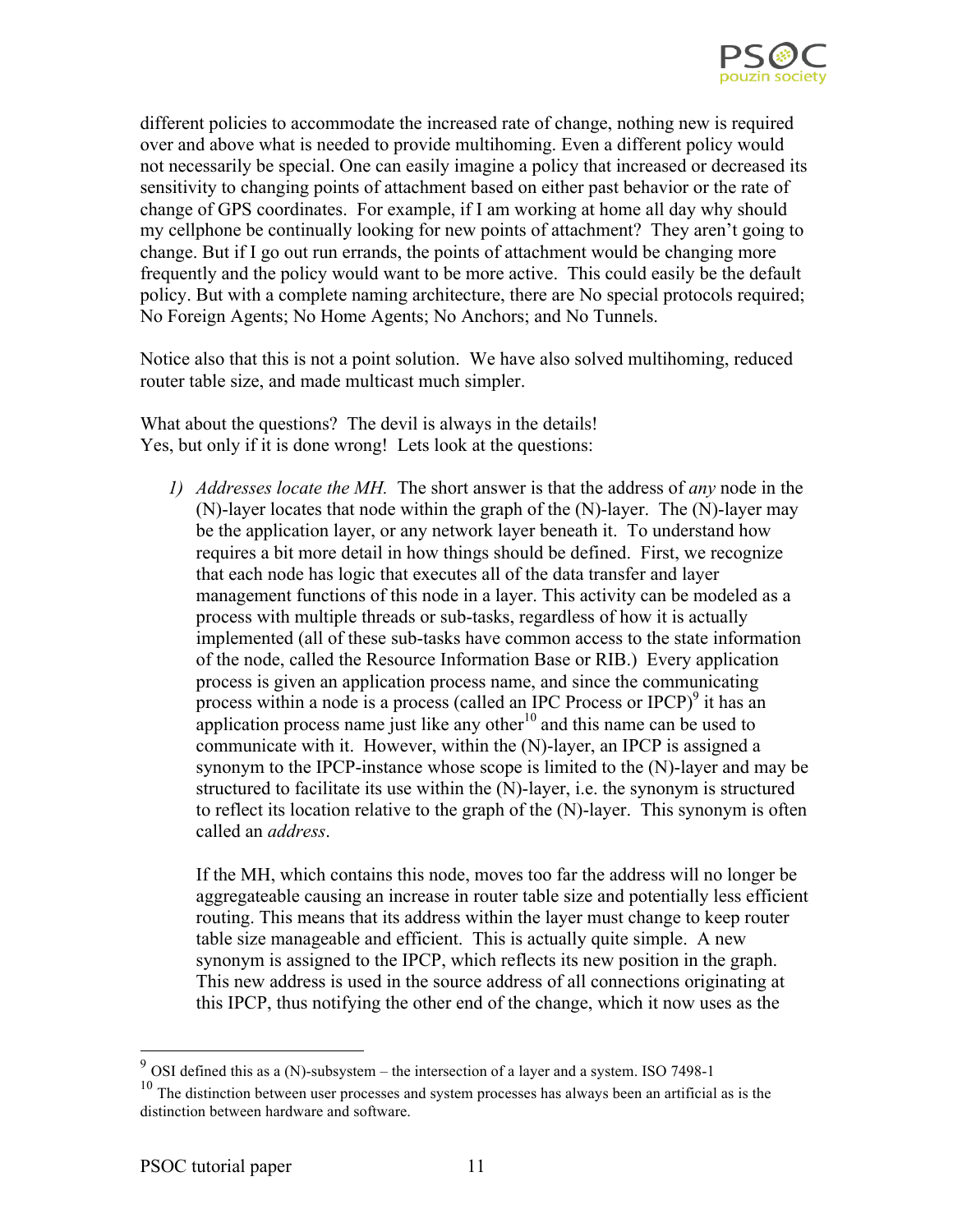different policies to accommodate the increased rate of change, nothing new is required over and above what is needed to provide multihoming. Even a different policy would not necessarily be special. One can easily imagine a policy that increased or decreased its sensitivity to changing points of attachment based on either past behavior or the rate of change of GPS coordinates. For example, if I am working at home all day why should my cellphone be continually looking for new points of attachment? They aren't going to change. But if I go out run errands, the points of attachment would be changing more frequently and the policy would want to be more active. This could easily be the default policy. But with a complete naming architecture, there are No special protocols required; No Foreign Agents; No Home Agents; No Anchors; and No Tunnels.

Notice also that this is not a point solution. We have also solved multihoming, reduced router table size, and made multicast much simpler.

What about the questions? The devil is always in the details!
Yes, but only if it is done wrong! Lets look at the questions:

1) *Addresses locate the MH.* The short answer is that the address of *any* node in the (N)-layer locates that node within the graph of the (N)-layer. The (N)-layer may be the application layer, or any network layer beneath it. To understand how requires a bit more detail in how things should be defined. First, we recognize that each node has logic that executes all of the data transfer and layer management functions of this node in a layer. This activity can be modeled as a process with multiple threads or sub-tasks, regardless of how it is actually implemented (all of these sub-tasks have common access to the state information of the node, called the Resource Information Base or RIB.) Every application process is given an application process name, and since the communicating process within a node is a process (called an IPC Process or IPCP)[9] it has an application process name just like any other[10] and this name can be used to communicate with it. However, within the (N)-layer, an IPCP is assigned a synonym to the IPCP-instance whose scope is limited to the (N)-layer and may be structured to facilitate its use within the (N)-layer, i.e. the synonym is structured to reflect its location relative to the graph of the (N)-layer. This synonym is often called an *address*.

   If the MH, which contains this node, moves too far the address will no longer be aggregateable causing an increase in router table size and potentially less efficient routing. This means that its address within the layer must change to keep router table size manageable and efficient. This is actually quite simple. A new synonym is assigned to the IPCP, which reflects its new position in the graph. This new address is used in the source address of all connections originating at this IPCP, thus notifying the other end of the change, which it now uses as the

[9] OSI defined this as a (N)-subsystem – the intersection of a layer and a system. ISO 7498-1

[10] The distinction between user processes and system processes has always been an artificial as is the distinction between hardware and software.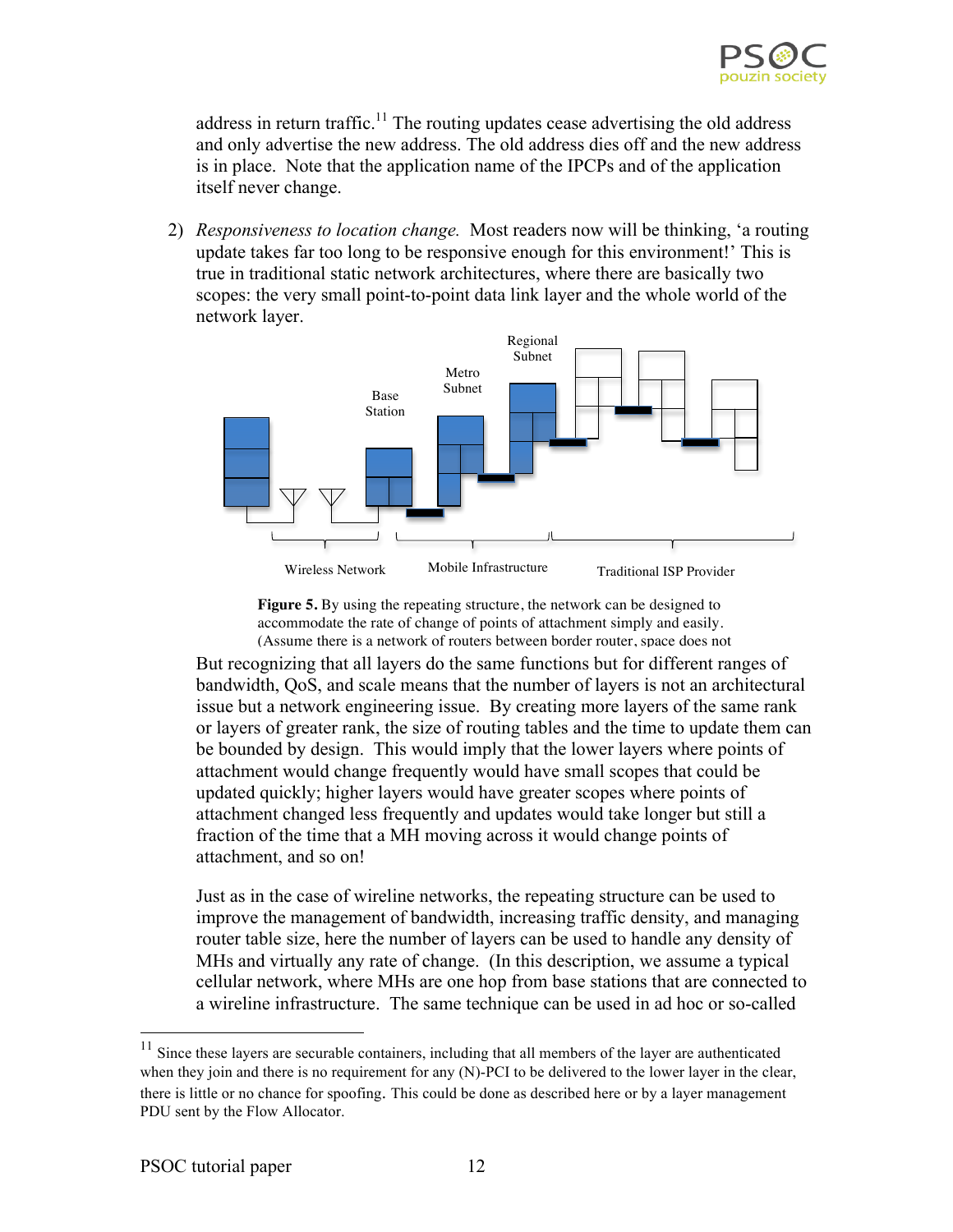address in return traffic.[11] The routing updates cease advertising the old address and only advertise the new address. The old address dies off and the new address is in place. Note that the application name of the IPCPs and of the application itself never change.

2) *Responsiveness to location change.* Most readers now will be thinking, 'a routing update takes far too long to be responsive enough for this environment!' This is true in traditional static network architectures, where there are basically two scopes: the very small point-to-point data link layer and the whole world of the network layer.

**Figure 5.** By using the repeating structure, the network can be designed to accommodate the rate of change of points of attachment simply and easily. (Assume there is a network of routers between border router, space does not

But recognizing that all layers do the same functions but for different ranges of bandwidth, QoS, and scale means that the number of layers is not an architectural issue but a network engineering issue. By creating more layers of the same rank or layers of greater rank, the size of routing tables and the time to update them can be bounded by design. This would imply that the lower layers where points of attachment would change frequently would have small scopes that could be updated quickly; higher layers would have greater scopes where points of attachment changed less frequently and updates would take longer but still a fraction of the time that a MH moving across it would change points of attachment, and so on!

Just as in the case of wireline networks, the repeating structure can be used to improve the management of bandwidth, increasing traffic density, and managing router table size, here the number of layers can be used to handle any density of MHs and virtually any rate of change. (In this description, we assume a typical cellular network, where MHs are one hop from base stations that are connected to a wireline infrastructure. The same technique can be used in ad hoc or so-called

[11] Since these layers are securable containers, including that all members of the layer are authenticated when they join and there is no requirement for any (N)-PCI to be delivered to the lower layer in the clear, there is little or no chance for spoofing. This could be done as described here or by a layer management PDU sent by the Flow Allocator.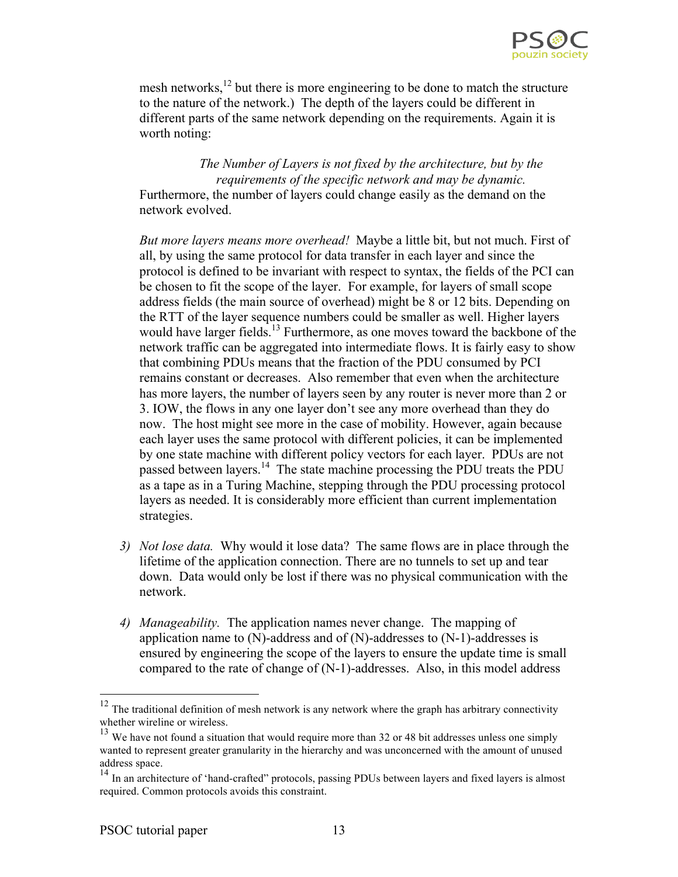mesh networks,[12] but there is more engineering to be done to match the structure to the nature of the network.) The depth of the layers could be different in different parts of the same network depending on the requirements. Again it is worth noting:

*The Number of Layers is not fixed by the architecture, but by the requirements of the specific network and may be dynamic.*

Furthermore, the number of layers could change easily as the demand on the network evolved.

*But more layers means more overhead!* Maybe a little bit, but not much. First of all, by using the same protocol for data transfer in each layer and since the protocol is defined to be invariant with respect to syntax, the fields of the PCI can be chosen to fit the scope of the layer. For example, for layers of small scope address fields (the main source of overhead) might be 8 or 12 bits. Depending on the RTT of the layer sequence numbers could be smaller as well. Higher layers would have larger fields.[13] Furthermore, as one moves toward the backbone of the network traffic can be aggregated into intermediate flows. It is fairly easy to show that combining PDUs means that the fraction of the PDU consumed by PCI remains constant or decreases. Also remember that even when the architecture has more layers, the number of layers seen by any router is never more than 2 or 3. IOW, the flows in any one layer don't see any more overhead than they do now. The host might see more in the case of mobility. However, again because each layer uses the same protocol with different policies, it can be implemented by one state machine with different policy vectors for each layer. PDUs are not passed between layers.[14] The state machine processing the PDU treats the PDU as a tape as in a Turing Machine, stepping through the PDU processing protocol layers as needed. It is considerably more efficient than current implementation strategies.

3) *Not lose data.* Why would it lose data? The same flows are in place through the lifetime of the application connection. There are no tunnels to set up and tear down. Data would only be lost if there was no physical communication with the network.

4) *Manageability.* The application names never change. The mapping of application name to (N)-address and of (N)-addresses to (N-1)-addresses is ensured by engineering the scope of the layers to ensure the update time is small compared to the rate of change of (N-1)-addresses. Also, in this model address

---

[12] The traditional definition of mesh network is any network where the graph has arbitrary connectivity whether wireline or wireless.

[13] We have not found a situation that would require more than 32 or 48 bit addresses unless one simply wanted to represent greater granularity in the hierarchy and was unconcerned with the amount of unused address space.

[14] In an architecture of 'hand-crafted" protocols, passing PDUs between layers and fixed layers is almost required. Common protocols avoids this constraint.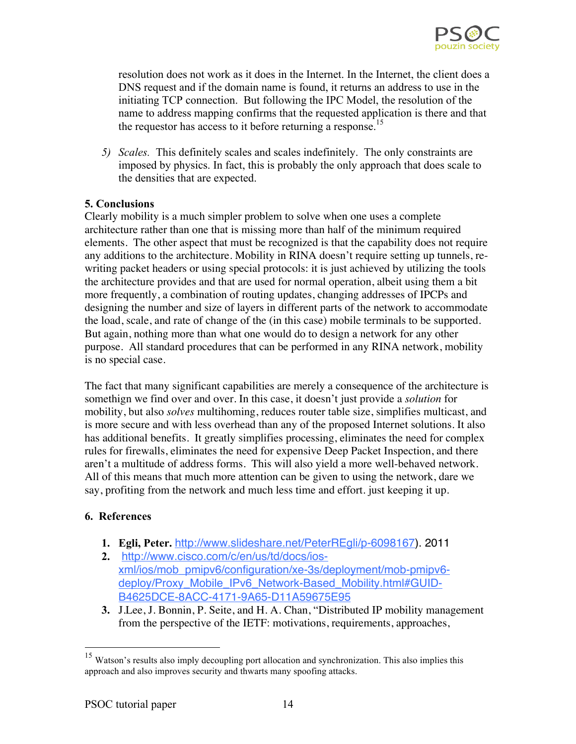resolution does not work as it does in the Internet. In the Internet, the client does a DNS request and if the domain name is found, it returns an address to use in the initiating TCP connection. But following the IPC Model, the resolution of the name to address mapping confirms that the requested application is there and that the requestor has access to it before returning a response.[15]

5) *Scales.* This definitely scales and scales indefinitely. The only constraints are imposed by physics. In fact, this is probably the only approach that does scale to the densities that are expected.

**5. Conclusions**

Clearly mobility is a much simpler problem to solve when one uses a complete architecture rather than one that is missing more than half of the minimum required elements. The other aspect that must be recognized is that the capability does not require any additions to the architecture. Mobility in RINA doesn't require setting up tunnels, re-writing packet headers or using special protocols: it is just achieved by utilizing the tools the architecture provides and that are used for normal operation, albeit using them a bit more frequently, a combination of routing updates, changing addresses of IPCPs and designing the number and size of layers in different parts of the network to accommodate the load, scale, and rate of change of the (in this case) mobile terminals to be supported. But again, nothing more than what one would do to design a network for any other purpose. All standard procedures that can be performed in any RINA network, mobility is no special case.

The fact that many significant capabilities are merely a consequence of the architecture is somethign we find over and over. In this case, it doesn't just provide a *solution* for mobility, but also *solves* multihoming, reduces router table size, simplifies multicast, and is more secure and with less overhead than any of the proposed Internet solutions. It also has additional benefits. It greatly simplifies processing, eliminates the need for complex rules for firewalls, eliminates the need for expensive Deep Packet Inspection, and there aren't a multitude of address forms. This will also yield a more well-behaved network. All of this means that much more attention can be given to using the network, dare we say, profiting from the network and much less time and effort. just keeping it up.

**6. References**

1. **Egli, Peter.** http://www.slideshare.net/PeterREgli/p-6098167). 2011
2. http://www.cisco.com/c/en/us/td/docs/ios-xml/ios/mob_pmipv6/configuration/xe-3s/deployment/mob-pmipv6-deploy/Proxy_Mobile_IPv6_Network-Based_Mobility.html#GUID-B4625DCE-8ACC-4171-9A65-D11A59675E95
3. J.Lee, J. Bonnin, P. Seite, and H. A. Chan, "Distributed IP mobility management from the perspective of the IETF: motivations, requirements, approaches,

[15] Watson's results also imply decoupling port allocation and synchronization. This also implies this approach and also improves security and thwarts many spoofing attacks.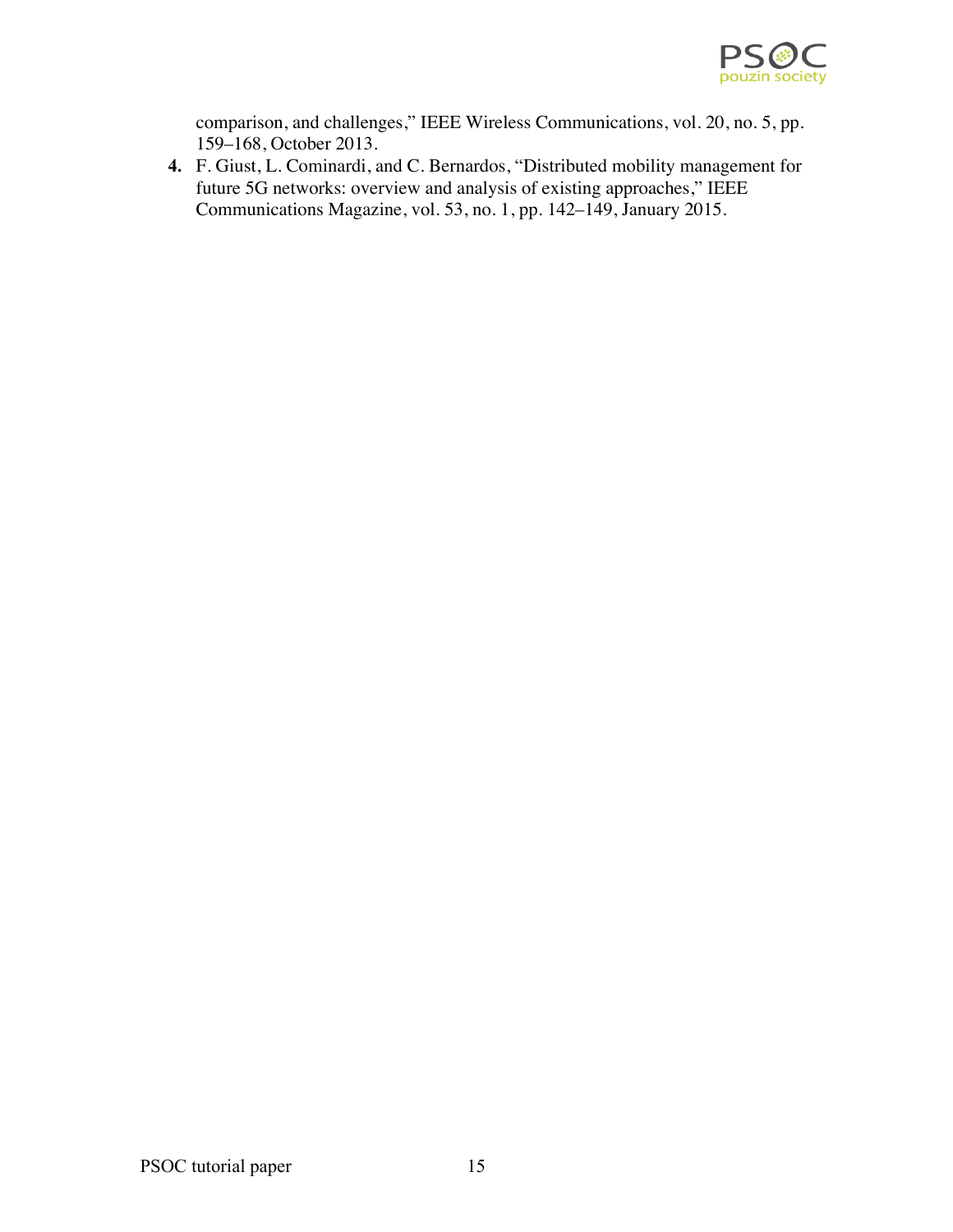comparison, and challenges," IEEE Wireless Communications, vol. 20, no. 5, pp. 159–168, October 2013.

4. F. Giust, L. Cominardi, and C. Bernardos, "Distributed mobility management for future 5G networks: overview and analysis of existing approaches," IEEE Communications Magazine, vol. 53, no. 1, pp. 142–149, January 2015.